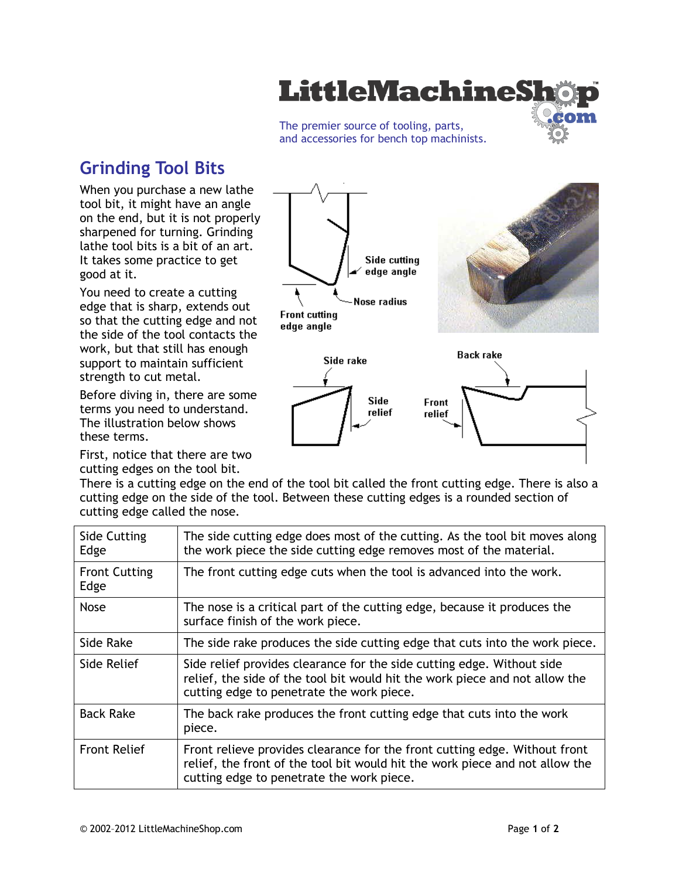# Grinding Tool Bits

When you purchase a new lathe tool bit, it might have an angle on the end, but it is not properly sharpened for turning. Grinding lathe tool bits is a bit of an art. It takes some practice to get good at it.

You need to create a cutting edge that is sharp, extends out so that the cutting edge and not the side of the tool contacts the work, but that still has enough support to maintain sufficient strength to cut metal.

Before diving in, there are some terms you need to understand. The illustration below shows these terms.

First, notice that there are two cutting edges on the tool bit. There is a cutting edge on the end of the tool bit called the front cutting edge. There is also a cutting edge on the side of the tool. Between these cutting edges is a rounded section of cutting edge called the nose.

| | |
|---|---|
| Side Cutting Edge | The side cutting edge does most of the cutting. As the tool bit moves along the work piece the side cutting edge removes most of the material. |
| Front Cutting Edge | The front cutting edge cuts when the tool is advanced into the work. |
| Nose | The nose is a critical part of the cutting edge, because it produces the surface finish of the work piece. |
| Side Rake | The side rake produces the side cutting edge that cuts into the work piece. |
| Side Relief | Side relief provides clearance for the side cutting edge. Without side relief, the side of the tool bit would hit the work piece and not allow the cutting edge to penetrate the work piece. |
| Back Rake | The back rake produces the front cutting edge that cuts into the work piece. |
| Front Relief | Front relieve provides clearance for the front cutting edge. Without front relief, the front of the tool bit would hit the work piece and not allow the cutting edge to penetrate the work piece. |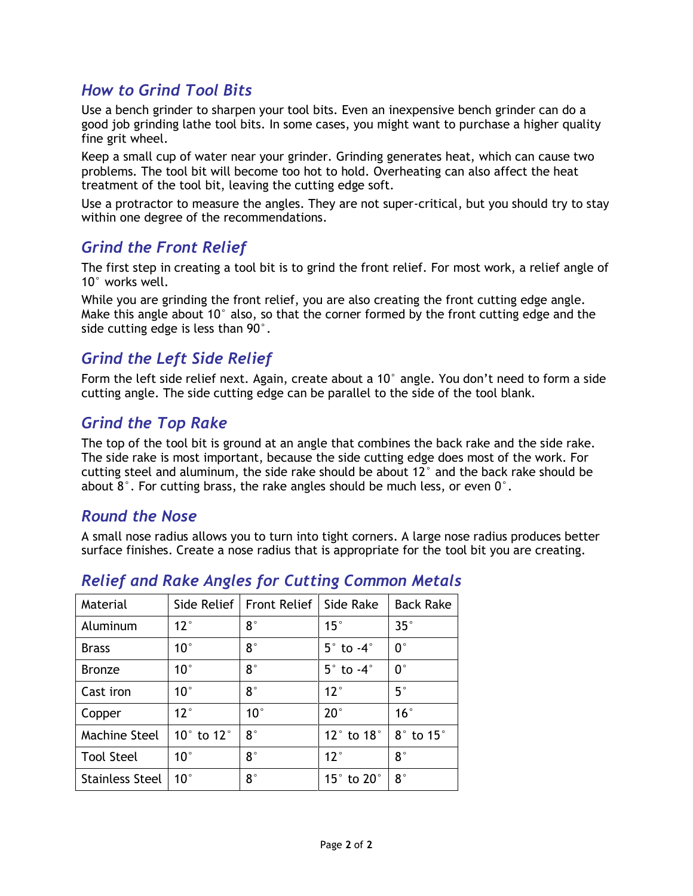## How to Grind Tool Bits

Use a bench grinder to sharpen your tool bits. Even an inexpensive bench grinder can do a good job grinding lathe tool bits. In some cases, you might want to purchase a higher quality fine grit wheel.

Keep a small cup of water near your grinder. Grinding generates heat, which can cause two problems. The tool bit will become too hot to hold. Overheating can also affect the heat treatment of the tool bit, leaving the cutting edge soft.

Use a protractor to measure the angles. They are not super-critical, but you should try to stay within one degree of the recommendations.

## Grind the Front Relief

The first step in creating a tool bit is to grind the front relief. For most work, a relief angle of 10° works well.

While you are grinding the front relief, you are also creating the front cutting edge angle. Make this angle about 10° also, so that the corner formed by the front cutting edge and the side cutting edge is less than 90°.

## Grind the Left Side Relief

Form the left side relief next. Again, create about a 10° angle. You don't need to form a side cutting angle. The side cutting edge can be parallel to the side of the tool blank.

## Grind the Top Rake

The top of the tool bit is ground at an angle that combines the back rake and the side rake. The side rake is most important, because the side cutting edge does most of the work. For cutting steel and aluminum, the side rake should be about 12° and the back rake should be about 8°. For cutting brass, the rake angles should be much less, or even 0°.

## Round the Nose

A small nose radius allows you to turn into tight corners. A large nose radius produces better surface finishes. Create a nose radius that is appropriate for the tool bit you are creating.

## Relief and Rake Angles for Cutting Common Metals

| Material | Side Relief | Front Relief | Side Rake | Back Rake |
|---|---|---|---|---|
| Aluminum | 12° | 8° | 15° | 35° |
| Brass | 10° | 8° | 5° to -4° | 0° |
| Bronze | 10° | 8° | 5° to -4° | 0° |
| Cast iron | 10° | 8° | 12° | 5° |
| Copper | 12° | 10° | 20° | 16° |
| Machine Steel | 10° to 12° | 8° | 12° to 18° | 8° to 15° |
| Tool Steel | 10° | 8° | 12° | 8° |
| Stainless Steel | 10° | 8° | 15° to 20° | 8° |